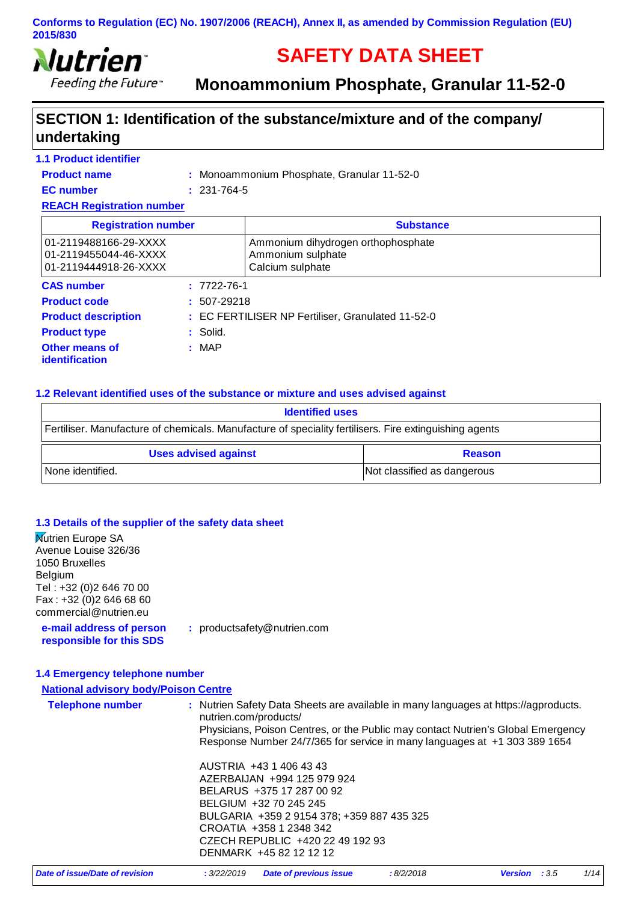Conforms to Regulation (EC) No. 1907/2006 (REACH), Annex II, as amended by Commission Regulation (EU) 2015/830

Nutrien
Feeding the Future™

# SAFETY DATA SHEET

## Monoammonium Phosphate, Granular 11-52-0

## SECTION 1: Identification of the substance/mixture and of the company/ undertaking

### 1.1 Product identifier

**Product name** : Monoammonium Phosphate, Granular 11-52-0

**EC number** : 231-764-5

**REACH Registration number**

| Registration number | Substance |
|---|---|
| 01-2119488166-29-XXXX<br>01-2119455044-46-XXXX<br>01-2119444918-26-XXXX | Ammonium dihydrogen orthophosphate<br>Ammonium sulphate<br>Calcium sulphate |

**CAS number** : 7722-76-1

**Product code** : 507-29218

**Product description** : EC FERTILISER NP Fertiliser, Granulated 11-52-0

**Product type** : Solid.

**Other means of identification** : MAP

### 1.2 Relevant identified uses of the substance or mixture and uses advised against

| Identified uses |
|---|
| Fertiliser. Manufacture of chemicals. Manufacture of speciality fertilisers. Fire extinguishing agents |

| Uses advised against | Reason |
|---|---|
| None identified. | Not classified as dangerous |

### 1.3 Details of the supplier of the safety data sheet

Nutrien Europe SA
Avenue Louise 326/36
1050 Bruxelles
Belgium
Tel : +32 (0)2 646 70 00
Fax : +32 (0)2 646 68 60
commercial@nutrien.eu

**e-mail address of person responsible for this SDS** : productsafety@nutrien.com

### 1.4 Emergency telephone number

**National advisory body/Poison Centre**

**Telephone number** : Nutrien Safety Data Sheets are available in many languages at https://agproducts.nutrien.com/products/
Physicians, Poison Centres, or the Public may contact Nutrien's Global Emergency Response Number 24/7/365 for service in many languages at +1 303 389 1654

AUSTRIA +43 1 406 43 43
AZERBAIJAN +994 125 979 924
BELARUS +375 17 287 00 92
BELGIUM +32 70 245 245
BULGARIA +359 2 9154 378; +359 887 435 325
CROATIA +358 1 2348 342
CZECH REPUBLIC +420 22 49 192 93
DENMARK +45 82 12 12 12

*Date of issue/Date of revision* : *3/22/2019* *Date of previous issue* : *8/2/2018* *Version* : *3.5*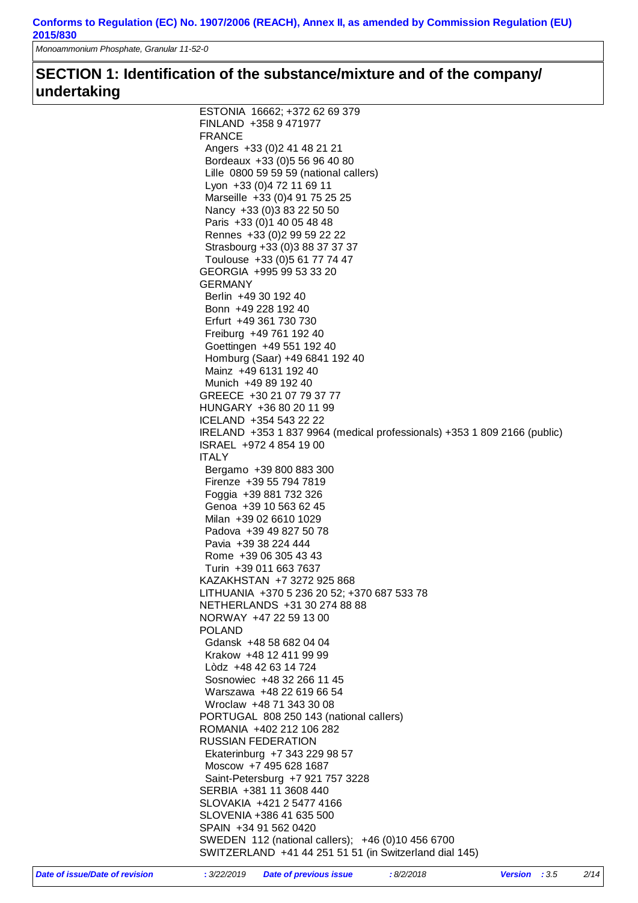## SECTION 1: Identification of the substance/mixture and of the company/ undertaking

ESTONIA 16662; +372 62 69 379
FINLAND +358 9 471977
FRANCE
- Angers +33 (0)2 41 48 21 21
- Bordeaux +33 (0)5 56 96 40 80
- Lille 0800 59 59 59 (national callers)
- Lyon +33 (0)4 72 11 69 11
- Marseille +33 (0)4 91 75 25 25
- Nancy +33 (0)3 83 22 50 50
- Paris +33 (0)1 40 05 48 48
- Rennes +33 (0)2 99 59 22 22
- Strasbourg +33 (0)3 88 37 37 37
- Toulouse +33 (0)5 61 77 74 47

GEORGIA +995 99 53 33 20
GERMANY
- Berlin +49 30 192 40
- Bonn +49 228 192 40
- Erfurt +49 361 730 730
- Freiburg +49 761 192 40
- Goettingen +49 551 192 40
- Homburg (Saar) +49 6841 192 40
- Mainz +49 6131 192 40
- Munich +49 89 192 40

GREECE +30 21 07 79 37 77
HUNGARY +36 80 20 11 99
ICELAND +354 543 22 22
IRELAND +353 1 837 9964 (medical professionals) +353 1 809 2166 (public)
ISRAEL +972 4 854 19 00
ITALY
- Bergamo +39 800 883 300
- Firenze +39 55 794 7819
- Foggia +39 881 732 326
- Genoa +39 10 563 62 45
- Milan +39 02 6610 1029
- Padova +39 49 827 50 78
- Pavia +39 38 224 444
- Rome +39 06 305 43 43
- Turin +39 011 663 7637

KAZAKHSTAN +7 3272 925 868
LITHUANIA +370 5 236 20 52; +370 687 533 78
NETHERLANDS +31 30 274 88 88
NORWAY +47 22 59 13 00
POLAND
- Gdansk +48 58 682 04 04
- Krakow +48 12 411 99 99
- Lòdz +48 42 63 14 724
- Sosnowiec +48 32 266 11 45
- Warszawa +48 22 619 66 54
- Wroclaw +48 71 343 30 08

PORTUGAL 808 250 143 (national callers)
ROMANIA +402 212 106 282
RUSSIAN FEDERATION
- Ekaterinburg +7 343 229 98 57
- Moscow +7 495 628 1687
- Saint-Petersburg +7 921 757 3228

SERBIA +381 11 3608 440
SLOVAKIA +421 2 5477 4166
SLOVENIA +386 41 635 500
SPAIN +34 91 562 0420
SWEDEN 112 (national callers); +46 (0)10 456 6700
SWITZERLAND +41 44 251 51 51 (in Switzerland dial 145)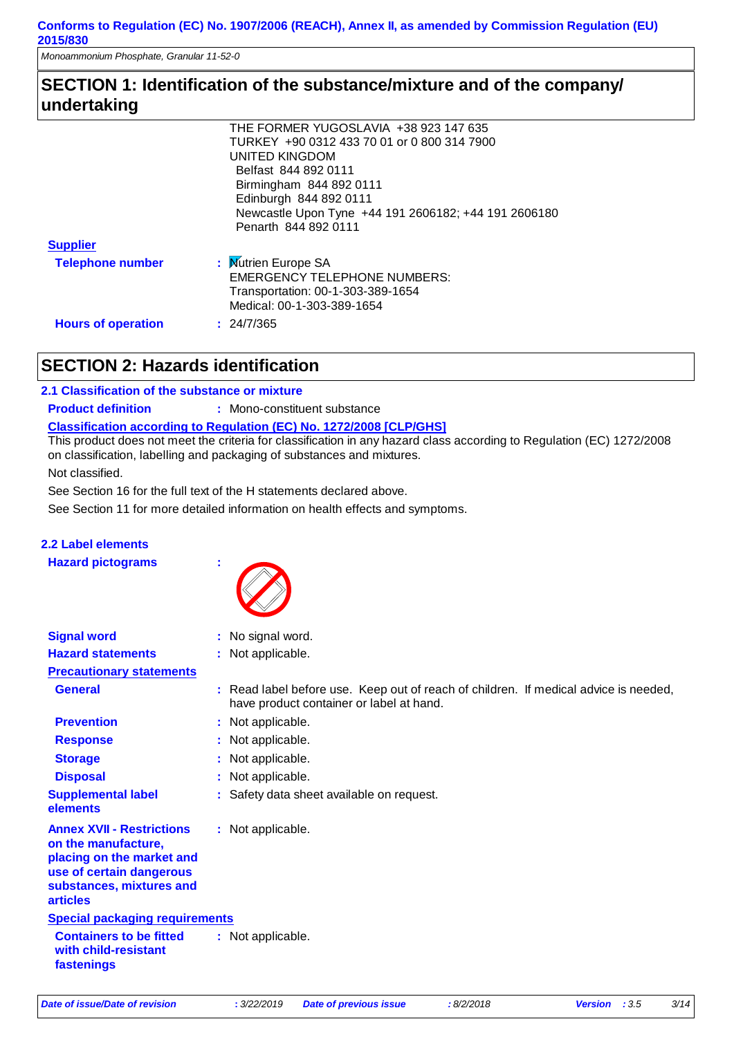## SECTION 1: Identification of the substance/mixture and of the company/ undertaking

| | |
|---|---|
| | THE FORMER YUGOSLAVIA +38 923 147 635<br>TURKEY +90 0312 433 70 01 or 0 800 314 7900<br>UNITED KINGDOM<br>Belfast 844 892 0111<br>Birmingham 844 892 0111<br>Edinburgh 844 892 0111<br>Newcastle Upon Tyne +44 191 2606182; +44 191 2606180<br>Penarth 844 892 0111 |

**Supplier**

**Telephone number** : Nutrien Europe SA
EMERGENCY TELEPHONE NUMBERS:
Transportation: 00-1-303-389-1654
Medical: 00-1-303-389-1654

**Hours of operation** : 24/7/365

## SECTION 2: Hazards identification

### 2.1 Classification of the substance or mixture

**Product definition** : Mono-constituent substance

**Classification according to Regulation (EC) No. 1272/2008 [CLP/GHS]**

This product does not meet the criteria for classification in any hazard class according to Regulation (EC) 1272/2008 on classification, labelling and packaging of substances and mixtures.

Not classified.

See Section 16 for the full text of the H statements declared above.

See Section 11 for more detailed information on health effects and symptoms.

### 2.2 Label elements

**Hazard pictograms** :

**Signal word** : No signal word.

**Hazard statements** : Not applicable.

**Precautionary statements**

**General** : Read label before use. Keep out of reach of children. If medical advice is needed, have product container or label at hand.

**Prevention** : Not applicable.

**Response** : Not applicable.

**Storage** : Not applicable.

**Disposal** : Not applicable.

**Supplemental label elements** : Safety data sheet available on request.

**Annex XVII - Restrictions on the manufacture, placing on the market and use of certain dangerous substances, mixtures and articles** : Not applicable.

**Special packaging requirements**

**Containers to be fitted with child-resistant fastenings** : Not applicable.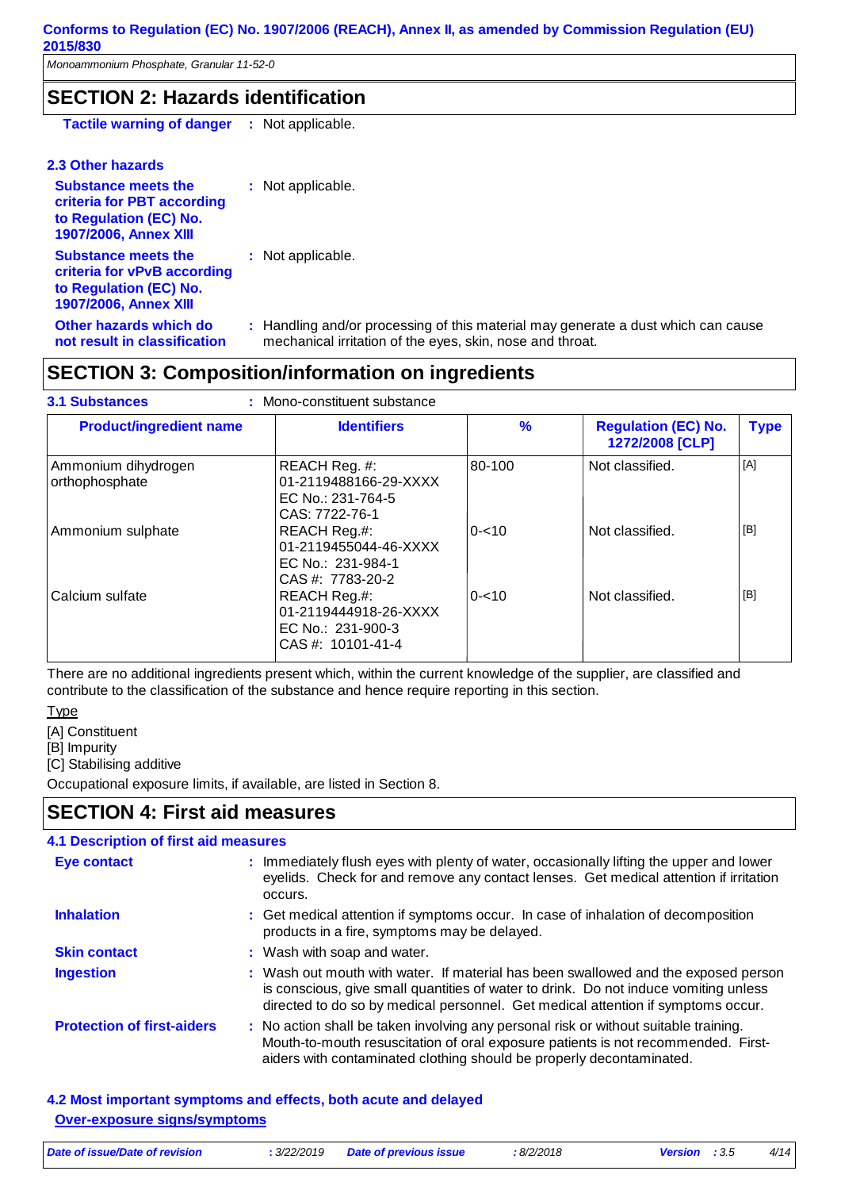## SECTION 2: Hazards identification

**Tactile warning of danger** : Not applicable.

### 2.3 Other hazards

**Substance meets the criteria for PBT according to Regulation (EC) No. 1907/2006, Annex XIII** : Not applicable.

**Substance meets the criteria for vPvB according to Regulation (EC) No. 1907/2006, Annex XIII** : Not applicable.

**Other hazards which do not result in classification** : Handling and/or processing of this material may generate a dust which can cause mechanical irritation of the eyes, skin, nose and throat.

## SECTION 3: Composition/information on ingredients

**3.1 Substances** : Mono-constituent substance

| Product/ingredient name | Identifiers | % | Regulation (EC) No. 1272/2008 [CLP] | Type |
|---|---|---|---|---|
| Ammonium dihydrogen orthophosphate | REACH Reg. #: 01-2119488166-29-XXXX<br>EC No.: 231-764-5<br>CAS: 7722-76-1 | 80-100 | Not classified. | [A] |
| Ammonium sulphate | REACH Reg.#: 01-2119455044-46-XXXX<br>EC No.: 231-984-1<br>CAS #: 7783-20-2 | 0-<10 | Not classified. | [B] |
| Calcium sulfate | REACH Reg.#: 01-2119444918-26-XXXX<br>EC No.: 231-900-3<br>CAS #: 10101-41-4 | 0-<10 | Not classified. | [B] |

There are no additional ingredients present which, within the current knowledge of the supplier, are classified and contribute to the classification of the substance and hence require reporting in this section.

Type

[A] Constituent

[B] Impurity

[C] Stabilising additive

Occupational exposure limits, if available, are listed in Section 8.

## SECTION 4: First aid measures

### 4.1 Description of first aid measures

**Eye contact** : Immediately flush eyes with plenty of water, occasionally lifting the upper and lower eyelids. Check for and remove any contact lenses. Get medical attention if irritation occurs.

**Inhalation** : Get medical attention if symptoms occur. In case of inhalation of decomposition products in a fire, symptoms may be delayed.

**Skin contact** : Wash with soap and water.

**Ingestion** : Wash out mouth with water. If material has been swallowed and the exposed person is conscious, give small quantities of water to drink. Do not induce vomiting unless directed to do so by medical personnel. Get medical attention if symptoms occur.

**Protection of first-aiders** : No action shall be taken involving any personal risk or without suitable training. Mouth-to-mouth resuscitation of oral exposure patients is not recommended. First-aiders with contaminated clothing should be properly decontaminated.

### 4.2 Most important symptoms and effects, both acute and delayed

**Over-exposure signs/symptoms**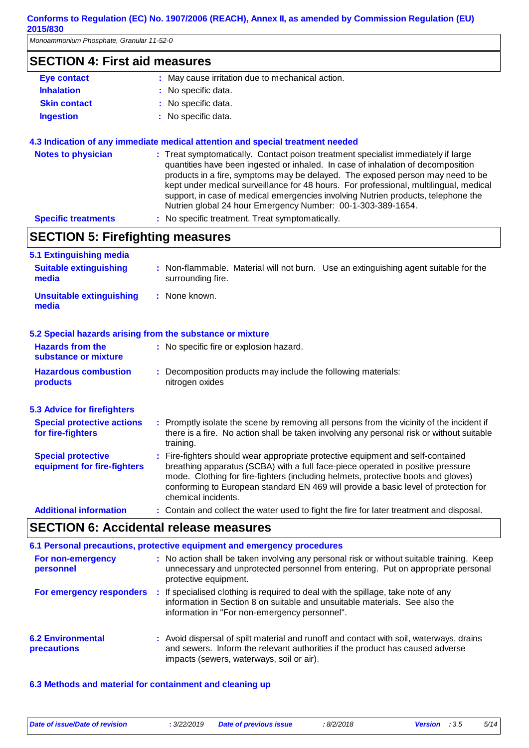## SECTION 4: First aid measures

| | |
|---|---|
| **Eye contact** | May cause irritation due to mechanical action. |
| **Inhalation** | No specific data. |
| **Skin contact** | No specific data. |
| **Ingestion** | No specific data. |

### 4.3 Indication of any immediate medical attention and special treatment needed

| | |
|---|---|
| **Notes to physician** | Treat symptomatically. Contact poison treatment specialist immediately if large quantities have been ingested or inhaled. In case of inhalation of decomposition products in a fire, symptoms may be delayed. The exposed person may need to be kept under medical surveillance for 48 hours. For professional, multilingual, medical support, in case of medical emergencies involving Nutrien products, telephone the Nutrien global 24 hour Emergency Number: 00-1-303-389-1654. |
| **Specific treatments** | No specific treatment. Treat symptomatically. |

## SECTION 5: Firefighting measures

### 5.1 Extinguishing media

| | |
|---|---|
| **Suitable extinguishing media** | Non-flammable. Material will not burn. Use an extinguishing agent suitable for the surrounding fire. |
| **Unsuitable extinguishing media** | None known. |

### 5.2 Special hazards arising from the substance or mixture

| | |
|---|---|
| **Hazards from the substance or mixture** | No specific fire or explosion hazard. |
| **Hazardous combustion products** | Decomposition products may include the following materials: nitrogen oxides |

### 5.3 Advice for firefighters

| | |
|---|---|
| **Special protective actions for fire-fighters** | Promptly isolate the scene by removing all persons from the vicinity of the incident if there is a fire. No action shall be taken involving any personal risk or without suitable training. |
| **Special protective equipment for fire-fighters** | Fire-fighters should wear appropriate protective equipment and self-contained breathing apparatus (SCBA) with a full face-piece operated in positive pressure mode. Clothing for fire-fighters (including helmets, protective boots and gloves) conforming to European standard EN 469 will provide a basic level of protection for chemical incidents. |
| **Additional information** | Contain and collect the water used to fight the fire for later treatment and disposal. |

## SECTION 6: Accidental release measures

### 6.1 Personal precautions, protective equipment and emergency procedures

| | |
|---|---|
| **For non-emergency personnel** | No action shall be taken involving any personal risk or without suitable training. Keep unnecessary and unprotected personnel from entering. Put on appropriate personal protective equipment. |
| **For emergency responders** | If specialised clothing is required to deal with the spillage, take note of any information in Section 8 on suitable and unsuitable materials. See also the information in "For non-emergency personnel". |

| | |
|---|---|
| **6.2 Environmental precautions** | Avoid dispersal of spilt material and runoff and contact with soil, waterways, drains and sewers. Inform the relevant authorities if the product has caused adverse impacts (sewers, waterways, soil or air). |

### 6.3 Methods and material for containment and cleaning up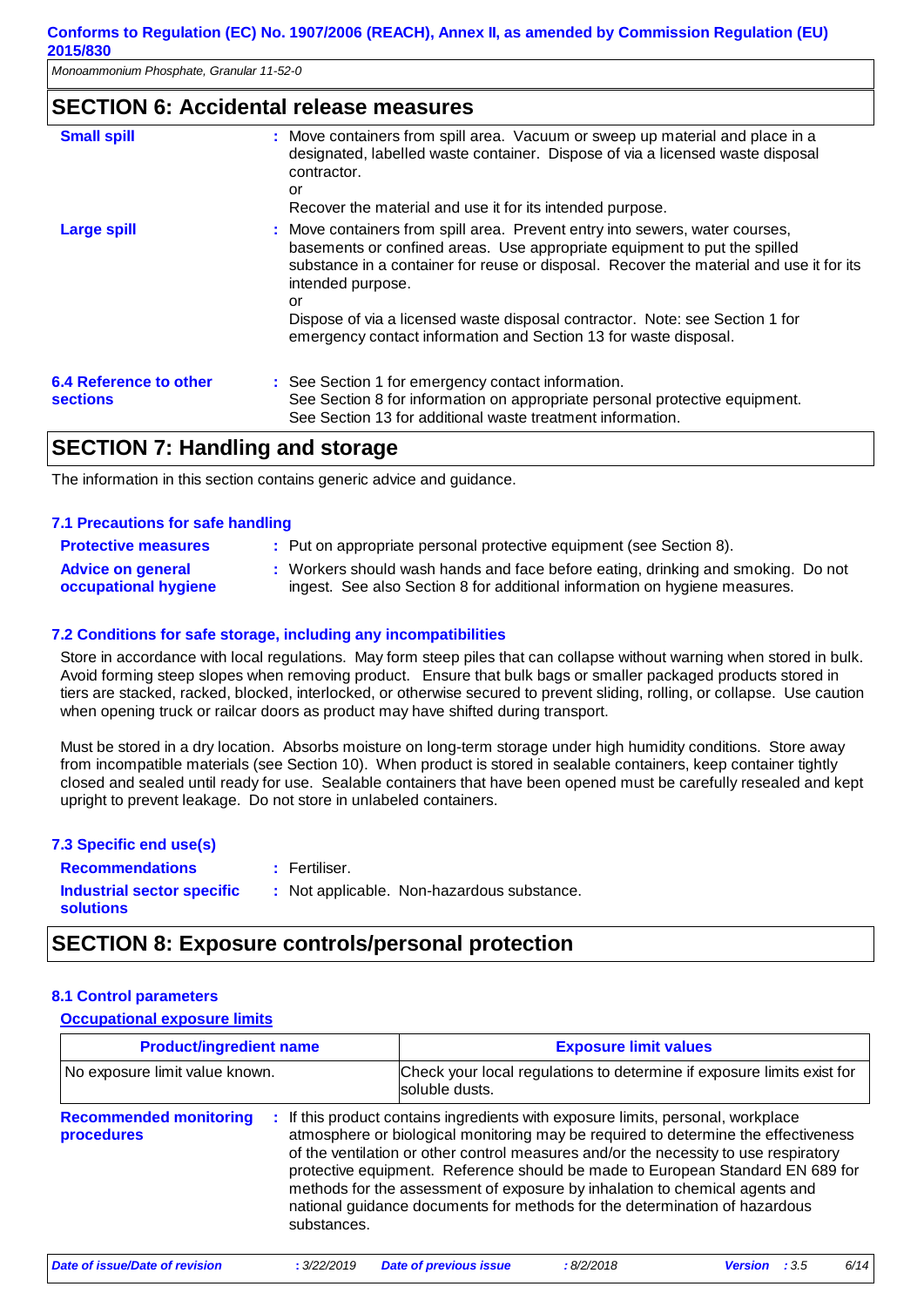## SECTION 6: Accidental release measures

**Small spill** : Move containers from spill area. Vacuum or sweep up material and place in a designated, labelled waste container. Dispose of via a licensed waste disposal contractor.
or
Recover the material and use it for its intended purpose.

**Large spill** : Move containers from spill area. Prevent entry into sewers, water courses, basements or confined areas. Use appropriate equipment to put the spilled substance in a container for reuse or disposal. Recover the material and use it for its intended purpose.
or
Dispose of via a licensed waste disposal contractor. Note: see Section 1 for emergency contact information and Section 13 for waste disposal.

**6.4 Reference to other sections** : See Section 1 for emergency contact information.
See Section 8 for information on appropriate personal protective equipment.
See Section 13 for additional waste treatment information.

## SECTION 7: Handling and storage

The information in this section contains generic advice and guidance.

### 7.1 Precautions for safe handling

**Protective measures** : Put on appropriate personal protective equipment (see Section 8).

**Advice on general occupational hygiene** : Workers should wash hands and face before eating, drinking and smoking. Do not ingest. See also Section 8 for additional information on hygiene measures.

### 7.2 Conditions for safe storage, including any incompatibilities

Store in accordance with local regulations. May form steep piles that can collapse without warning when stored in bulk. Avoid forming steep slopes when removing product. Ensure that bulk bags or smaller packaged products stored in tiers are stacked, racked, blocked, interlocked, or otherwise secured to prevent sliding, rolling, or collapse. Use caution when opening truck or railcar doors as product may have shifted during transport.

Must be stored in a dry location. Absorbs moisture on long-term storage under high humidity conditions. Store away from incompatible materials (see Section 10). When product is stored in sealable containers, keep container tightly closed and sealed until ready for use. Sealable containers that have been opened must be carefully resealed and kept upright to prevent leakage. Do not store in unlabeled containers.

### 7.3 Specific end use(s)

**Recommendations** : Fertiliser.

**Industrial sector specific solutions** : Not applicable. Non-hazardous substance.

## SECTION 8: Exposure controls/personal protection

### 8.1 Control parameters

**Occupational exposure limits**

| Product/ingredient name | Exposure limit values |
| --- | --- |
| No exposure limit value known. | Check your local regulations to determine if exposure limits exist for soluble dusts. |

**Recommended monitoring procedures** : If this product contains ingredients with exposure limits, personal, workplace atmosphere or biological monitoring may be required to determine the effectiveness of the ventilation or other control measures and/or the necessity to use respiratory protective equipment. Reference should be made to European Standard EN 689 for methods for the assessment of exposure by inhalation to chemical agents and national guidance documents for methods for the determination of hazardous substances.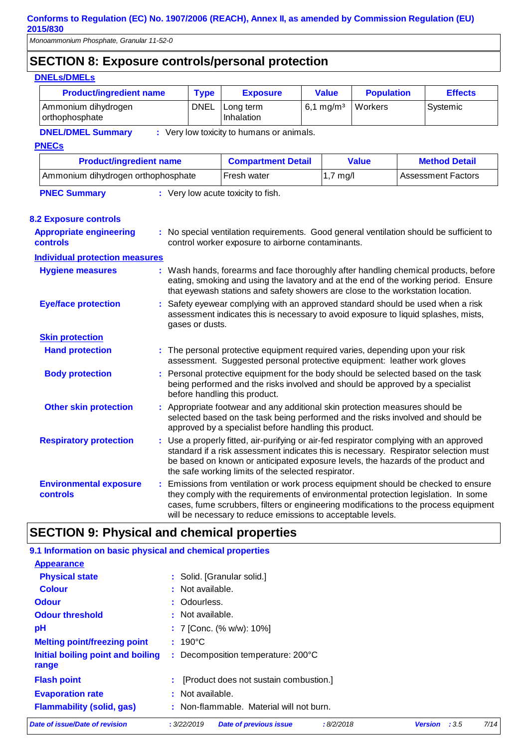## SECTION 8: Exposure controls/personal protection

**DNELs/DMELs**

| Product/ingredient name | Type | Exposure | Value | Population | Effects |
|---|---|---|---|---|---|
| Ammonium dihydrogen orthophosphate | DNEL | Long term Inhalation | 6,1 mg/m³ | Workers | Systemic |

**DNEL/DMEL Summary** : Very low toxicity to humans or animals.

**PNECs**

| Product/ingredient name | Compartment Detail | Value | Method Detail |
|---|---|---|---|
| Ammonium dihydrogen orthophosphate | Fresh water | 1,7 mg/l | Assessment Factors |

**PNEC Summary** : Very low acute toxicity to fish.

### 8.2 Exposure controls

**Appropriate engineering controls** : No special ventilation requirements. Good general ventilation should be sufficient to control worker exposure to airborne contaminants.

**Individual protection measures**

**Hygiene measures** : Wash hands, forearms and face thoroughly after handling chemical products, before eating, smoking and using the lavatory and at the end of the working period. Ensure that eyewash stations and safety showers are close to the workstation location.

**Eye/face protection** : Safety eyewear complying with an approved standard should be used when a risk assessment indicates this is necessary to avoid exposure to liquid splashes, mists, gases or dusts.

**Skin protection**

**Hand protection** : The personal protective equipment required varies, depending upon your risk assessment. Suggested personal protective equipment: leather work gloves

**Body protection** : Personal protective equipment for the body should be selected based on the task being performed and the risks involved and should be approved by a specialist before handling this product.

**Other skin protection** : Appropriate footwear and any additional skin protection measures should be selected based on the task being performed and the risks involved and should be approved by a specialist before handling this product.

**Respiratory protection** : Use a properly fitted, air-purifying or air-fed respirator complying with an approved standard if a risk assessment indicates this is necessary. Respirator selection must be based on known or anticipated exposure levels, the hazards of the product and the safe working limits of the selected respirator.

**Environmental exposure controls** : Emissions from ventilation or work process equipment should be checked to ensure they comply with the requirements of environmental protection legislation. In some cases, fume scrubbers, filters or engineering modifications to the process equipment will be necessary to reduce emissions to acceptable levels.

## SECTION 9: Physical and chemical properties

### 9.1 Information on basic physical and chemical properties

**Appearance**

**Physical state** : Solid. [Granular solid.]

**Colour** : Not available.

**Odour** : Odourless.

**Odour threshold** : Not available.

**pH** : 7 [Conc. (% w/w): 10%]

**Melting point/freezing point** : 190°C

**Initial boiling point and boiling range** : Decomposition temperature: 200°C

**Flash point** : [Product does not sustain combustion.]

**Evaporation rate** : Not available.

**Flammability (solid, gas)** : Non-flammable. Material will not burn.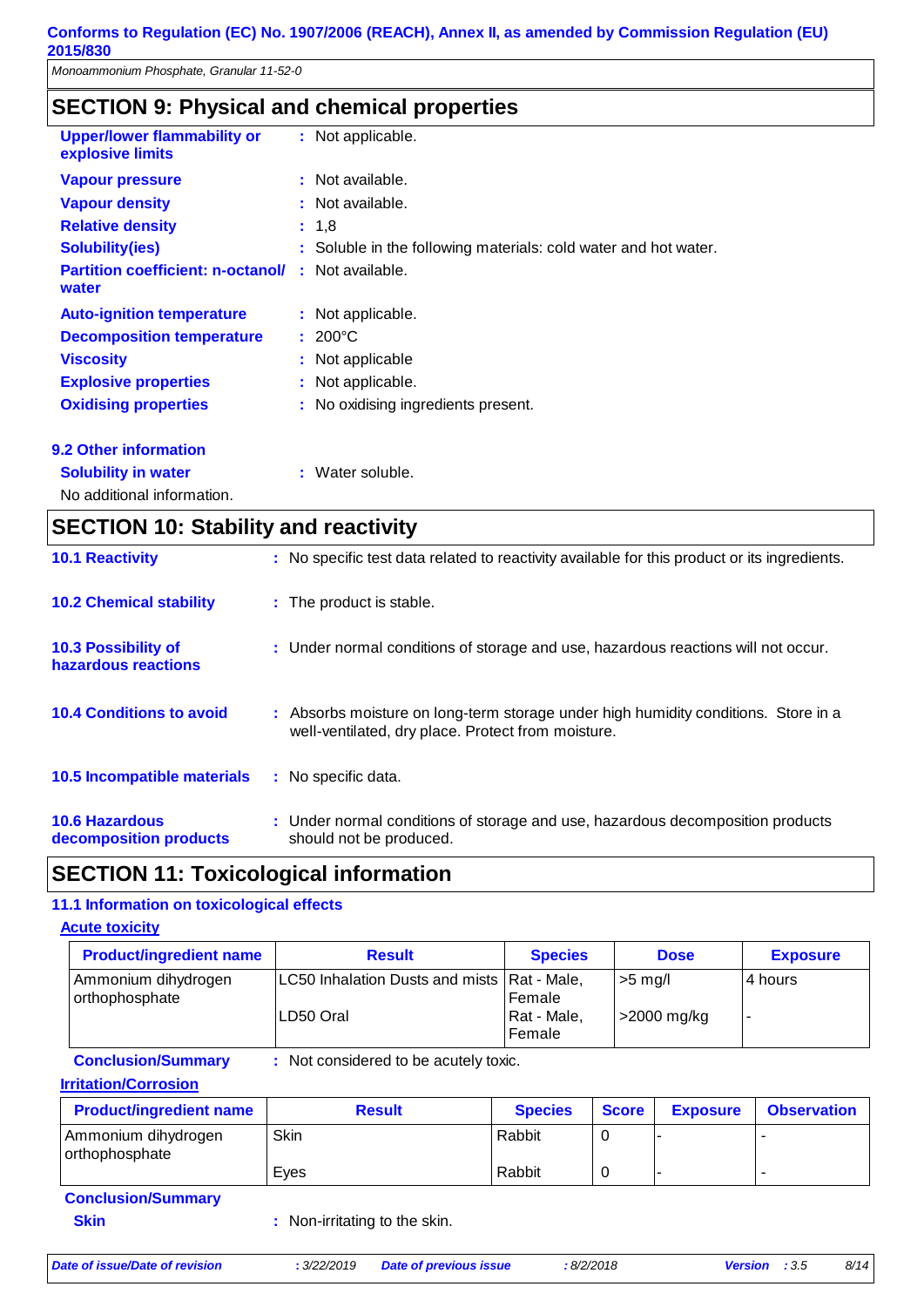## SECTION 9: Physical and chemical properties

**Upper/lower flammability or explosive limits** : Not applicable.

**Vapour pressure** : Not available.

**Vapour density** : Not available.

**Relative density** : 1,8

**Solubility(ies)** : Soluble in the following materials: cold water and hot water.

**Partition coefficient: n-octanol/ water** : Not available.

**Auto-ignition temperature** : Not applicable.

**Decomposition temperature** : 200°C

**Viscosity** : Not applicable

**Explosive properties** : Not applicable.

**Oxidising properties** : No oxidising ingredients present.

### 9.2 Other information

**Solubility in water** : Water soluble.

No additional information.

## SECTION 10: Stability and reactivity

**10.1 Reactivity** : No specific test data related to reactivity available for this product or its ingredients.

**10.2 Chemical stability** : The product is stable.

**10.3 Possibility of hazardous reactions** : Under normal conditions of storage and use, hazardous reactions will not occur.

**10.4 Conditions to avoid** : Absorbs moisture on long-term storage under high humidity conditions. Store in a well-ventilated, dry place. Protect from moisture.

**10.5 Incompatible materials** : No specific data.

**10.6 Hazardous decomposition products** : Under normal conditions of storage and use, hazardous decomposition products should not be produced.

## SECTION 11: Toxicological information

### 11.1 Information on toxicological effects

**Acute toxicity**

| Product/ingredient name | Result | Species | Dose | Exposure |
|---|---|---|---|---|
| Ammonium dihydrogen orthophosphate | LC50 Inhalation Dusts and mists | Rat - Male, Female | >5 mg/l | 4 hours |
| | LD50 Oral | Rat - Male, Female | >2000 mg/kg | - |

**Conclusion/Summary** : Not considered to be acutely toxic.

**Irritation/Corrosion**

| Product/ingredient name | Result | Species | Score | Exposure | Observation |
|---|---|---|---|---|---|
| Ammonium dihydrogen orthophosphate | Skin | Rabbit | 0 | - | - |
| | Eyes | Rabbit | 0 | - | - |

**Conclusion/Summary**

**Skin** : Non-irritating to the skin.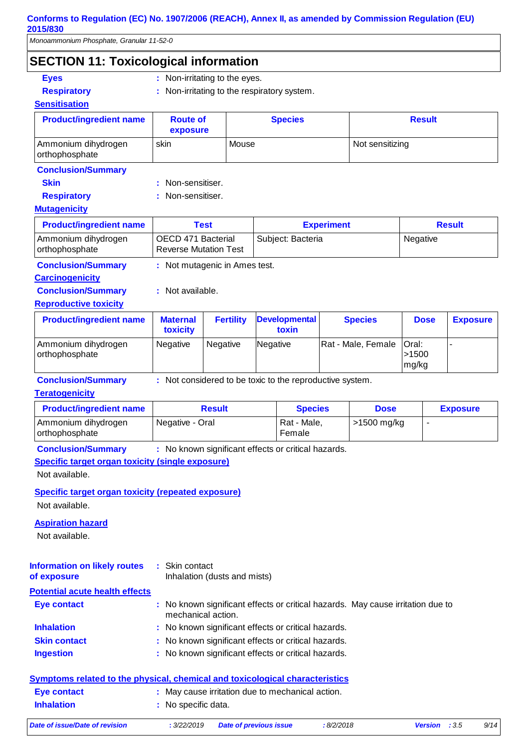## SECTION 11: Toxicological information

**Eyes** : Non-irritating to the eyes.

**Respiratory** : Non-irritating to the respiratory system.

**Sensitisation**

| Product/ingredient name | Route of exposure | Species | Result |
|---|---|---|---|
| Ammonium dihydrogen orthophosphate | skin | Mouse | Not sensitizing |

**Conclusion/Summary**

**Skin** : Non-sensitiser.

**Respiratory** : Non-sensitiser.

**Mutagenicity**

| Product/ingredient name | Test | Experiment | Result |
|---|---|---|---|
| Ammonium dihydrogen orthophosphate | OECD 471 Bacterial Reverse Mutation Test | Subject: Bacteria | Negative |

**Conclusion/Summary** : Not mutagenic in Ames test.

**Carcinogenicity**

**Conclusion/Summary** : Not available.

**Reproductive toxicity**

| Product/ingredient name | Maternal toxicity | Fertility | Developmental toxin | Species | Dose | Exposure |
|---|---|---|---|---|---|---|
| Ammonium dihydrogen orthophosphate | Negative | Negative | Negative | Rat - Male, Female | Oral: >1500 mg/kg | - |

**Conclusion/Summary** : Not considered to be toxic to the reproductive system.

**Teratogenicity**

| Product/ingredient name | Result | Species | Dose | Exposure |
|---|---|---|---|---|
| Ammonium dihydrogen orthophosphate | Negative - Oral | Rat - Male, Female | >1500 mg/kg | - |

**Conclusion/Summary** : No known significant effects or critical hazards.

**Specific target organ toxicity (single exposure)**

Not available.

**Specific target organ toxicity (repeated exposure)**

Not available.

**Aspiration hazard**

Not available.

**Information on likely routes of exposure** : Skin contact
Inhalation (dusts and mists)

**Potential acute health effects**

**Eye contact** : No known significant effects or critical hazards. May cause irritation due to mechanical action.

**Inhalation** : No known significant effects or critical hazards.

**Skin contact** : No known significant effects or critical hazards.

**Ingestion** : No known significant effects or critical hazards.

**Symptoms related to the physical, chemical and toxicological characteristics**

**Eye contact** : May cause irritation due to mechanical action.

**Inhalation** : No specific data.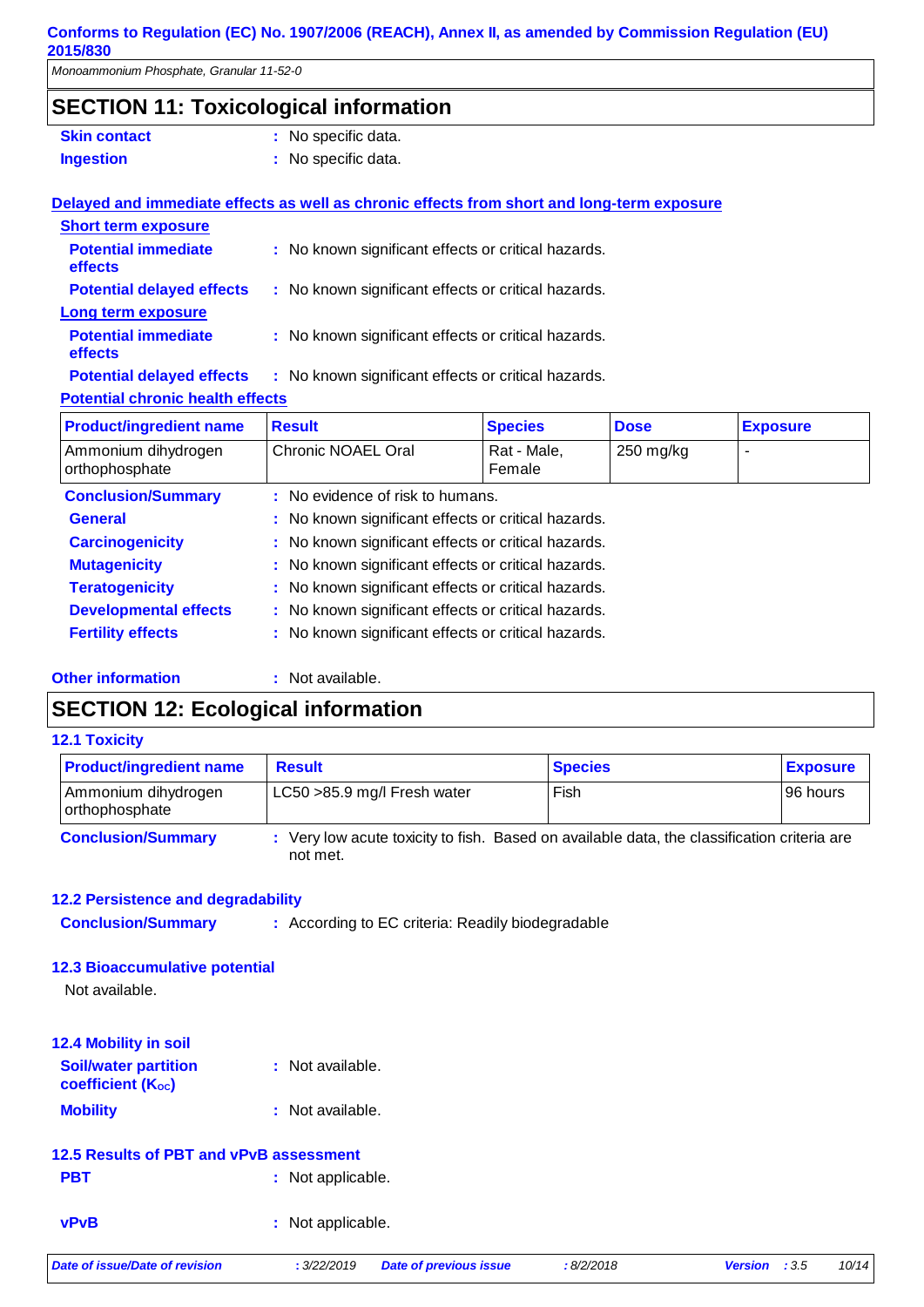## SECTION 11: Toxicological information

**Skin contact** : No specific data.

**Ingestion** : No specific data.

**Delayed and immediate effects as well as chronic effects from short and long-term exposure**

**Short term exposure**

**Potential immediate effects** : No known significant effects or critical hazards.

**Potential delayed effects** : No known significant effects or critical hazards.

**Long term exposure**

**Potential immediate effects** : No known significant effects or critical hazards.

**Potential delayed effects** : No known significant effects or critical hazards.

**Potential chronic health effects**

| Product/ingredient name | Result | Species | Dose | Exposure |
|---|---|---|---|---|
| Ammonium dihydrogen orthophosphate | Chronic NOAEL Oral | Rat - Male, Female | 250 mg/kg | - |

**Conclusion/Summary** : No evidence of risk to humans.

**General** : No known significant effects or critical hazards.

**Carcinogenicity** : No known significant effects or critical hazards.

**Mutagenicity** : No known significant effects or critical hazards.

**Teratogenicity** : No known significant effects or critical hazards.

**Developmental effects** : No known significant effects or critical hazards.

**Fertility effects** : No known significant effects or critical hazards.

**Other information** : Not available.

## SECTION 12: Ecological information

### 12.1 Toxicity

| Product/ingredient name | Result | Species | Exposure |
|---|---|---|---|
| Ammonium dihydrogen orthophosphate | LC50 >85.9 mg/l Fresh water | Fish | 96 hours |

**Conclusion/Summary** : Very low acute toxicity to fish. Based on available data, the classification criteria are not met.

### 12.2 Persistence and degradability

**Conclusion/Summary** : According to EC criteria: Readily biodegradable

### 12.3 Bioaccumulative potential

Not available.

### 12.4 Mobility in soil

**Soil/water partition coefficient ($K_{OC}$)** : Not available.

**Mobility** : Not available.

### 12.5 Results of PBT and vPvB assessment

**PBT** : Not applicable.

**vPvB** : Not applicable.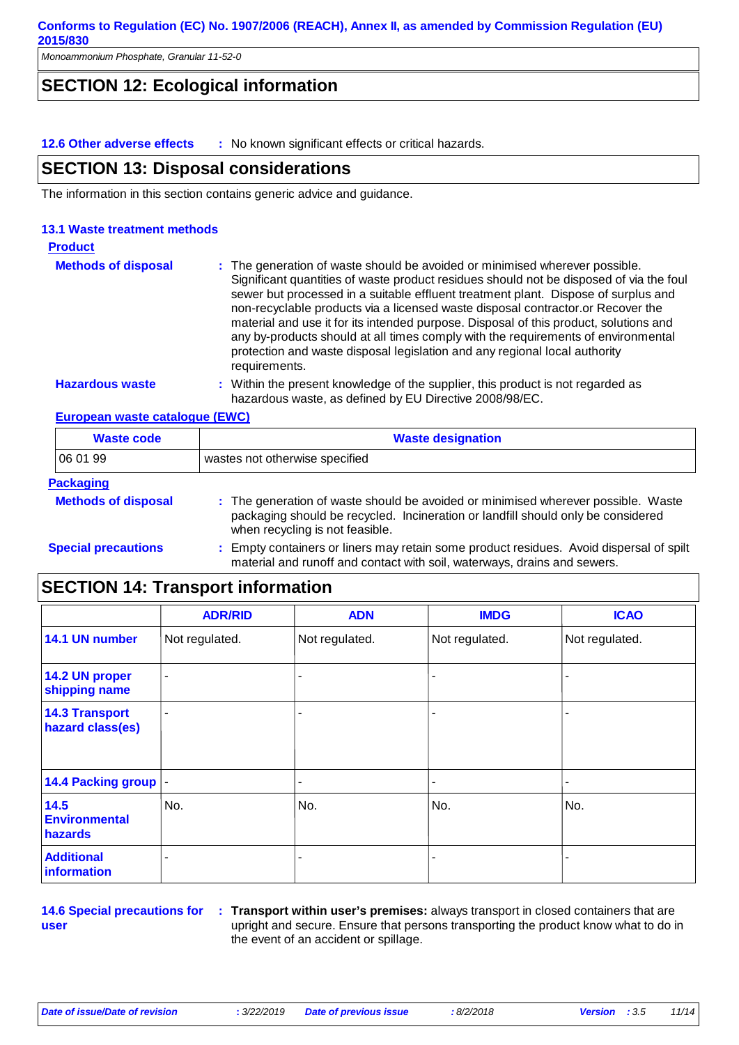## SECTION 12: Ecological information

**12.6 Other adverse effects** : No known significant effects or critical hazards.

## SECTION 13: Disposal considerations

The information in this section contains generic advice and guidance.

### 13.1 Waste treatment methods

**Product**

**Methods of disposal** : The generation of waste should be avoided or minimised wherever possible. Significant quantities of waste product residues should not be disposed of via the foul sewer but processed in a suitable effluent treatment plant. Dispose of surplus and non-recyclable products via a licensed waste disposal contractor.or Recover the material and use it for its intended purpose. Disposal of this product, solutions and any by-products should at all times comply with the requirements of environmental protection and waste disposal legislation and any regional local authority requirements.

**Hazardous waste** : Within the present knowledge of the supplier, this product is not regarded as hazardous waste, as defined by EU Directive 2008/98/EC.

**European waste catalogue (EWC)**

| Waste code | Waste designation |
|---|---|
| 06 01 99 | wastes not otherwise specified |

**Packaging**

**Methods of disposal** : The generation of waste should be avoided or minimised wherever possible. Waste packaging should be recycled. Incineration or landfill should only be considered when recycling is not feasible.

**Special precautions** : Empty containers or liners may retain some product residues. Avoid dispersal of spilt material and runoff and contact with soil, waterways, drains and sewers.

## SECTION 14: Transport information

| | ADR/RID | ADN | IMDG | ICAO |
|---|---|---|---|---|
| 14.1 UN number | Not regulated. | Not regulated. | Not regulated. | Not regulated. |
| 14.2 UN proper shipping name | - | - | - | - |
| 14.3 Transport hazard class(es) | - | - | - | - |
| 14.4 Packing group | - | - | - | - |
| 14.5 Environmental hazards | No. | No. | No. | No. |
| Additional information | - | - | - | - |

**14.6 Special precautions for user** : **Transport within user's premises:** always transport in closed containers that are upright and secure. Ensure that persons transporting the product know what to do in the event of an accident or spillage.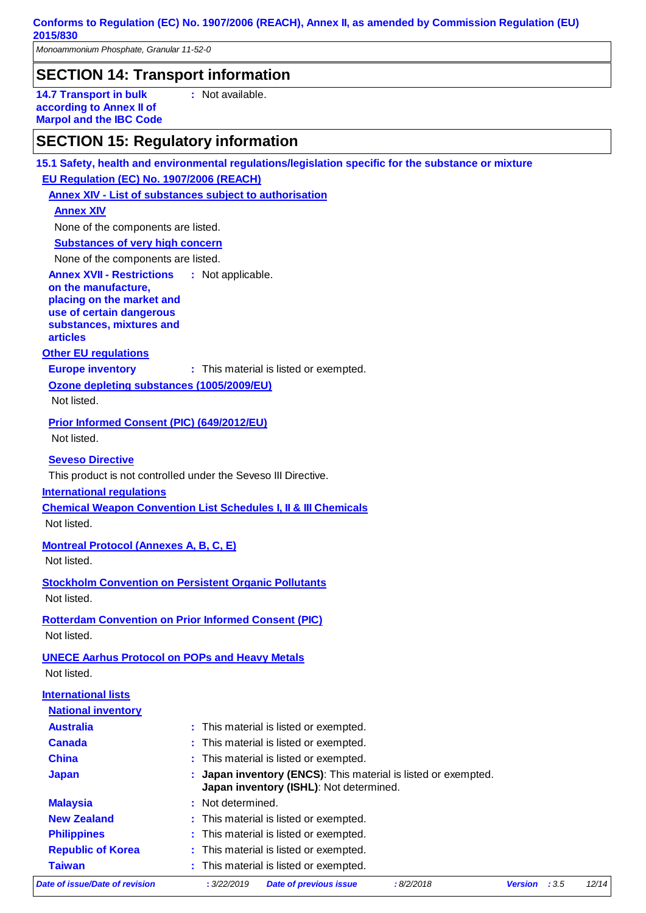## SECTION 14: Transport information

**14.7 Transport in bulk according to Annex II of Marpol and the IBC Code** : Not available.

## SECTION 15: Regulatory information

**15.1 Safety, health and environmental regulations/legislation specific for the substance or mixture**

**EU Regulation (EC) No. 1907/2006 (REACH)**

**Annex XIV - List of substances subject to authorisation**

**Annex XIV**

None of the components are listed.

**Substances of very high concern**

None of the components are listed.

**Annex XVII - Restrictions on the manufacture, placing on the market and use of certain dangerous substances, mixtures and articles** : Not applicable.

**Other EU regulations**

**Europe inventory** : This material is listed or exempted.

**Ozone depleting substances (1005/2009/EU)**

Not listed.

**Prior Informed Consent (PIC) (649/2012/EU)**

Not listed.

**Seveso Directive**

This product is not controlled under the Seveso III Directive.

**International regulations**

**Chemical Weapon Convention List Schedules I, II & III Chemicals**

Not listed.

**Montreal Protocol (Annexes A, B, C, E)**

Not listed.

**Stockholm Convention on Persistent Organic Pollutants**

Not listed.

**Rotterdam Convention on Prior Informed Consent (PIC)**

Not listed.

**UNECE Aarhus Protocol on POPs and Heavy Metals**

Not listed.

**International lists**

**National inventory**

**Australia** : This material is listed or exempted.

**Canada** : This material is listed or exempted.

**China** : This material is listed or exempted.

**Japan** : **Japan inventory (ENCS)**: This material is listed or exempted.
**Japan inventory (ISHL)**: Not determined.

**Malaysia** : Not determined.

**New Zealand** : This material is listed or exempted.

**Philippines** : This material is listed or exempted.

**Republic of Korea** : This material is listed or exempted.

**Taiwan** : This material is listed or exempted.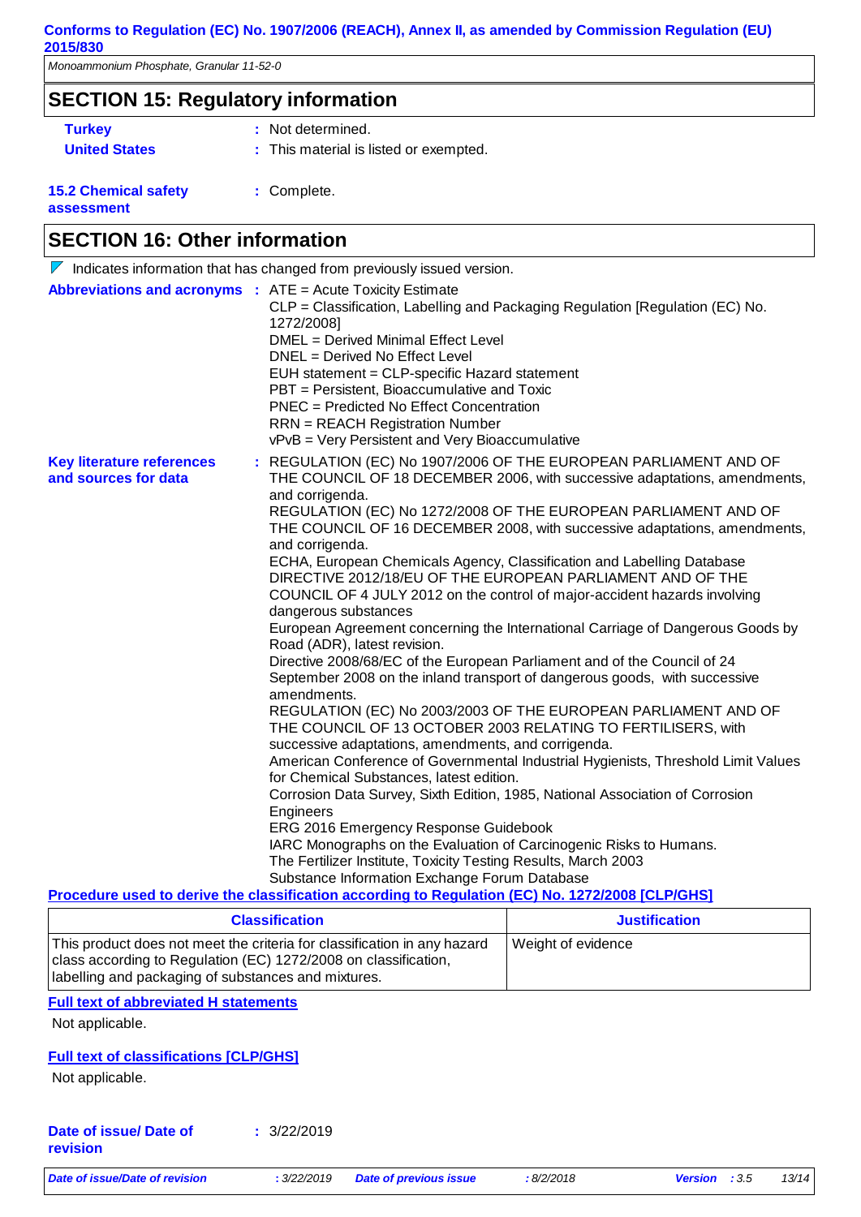## SECTION 15: Regulatory information

**Turkey** : Not determined.

**United States** : This material is listed or exempted.

**15.2 Chemical safety assessment** : Complete.

## SECTION 16: Other information

Indicates information that has changed from previously issued version.

**Abbreviations and acronyms** :
ATE = Acute Toxicity Estimate
CLP = Classification, Labelling and Packaging Regulation [Regulation (EC) No. 1272/2008]
DMEL = Derived Minimal Effect Level
DNEL = Derived No Effect Level
EUH statement = CLP-specific Hazard statement
PBT = Persistent, Bioaccumulative and Toxic
PNEC = Predicted No Effect Concentration
RRN = REACH Registration Number
vPvB = Very Persistent and Very Bioaccumulative

**Key literature references and sources for data** :
REGULATION (EC) No 1907/2006 OF THE EUROPEAN PARLIAMENT AND OF THE COUNCIL OF 18 DECEMBER 2006, with successive adaptations, amendments, and corrigenda.
REGULATION (EC) No 1272/2008 OF THE EUROPEAN PARLIAMENT AND OF THE COUNCIL OF 16 DECEMBER 2008, with successive adaptations, amendments, and corrigenda.
ECHA, European Chemicals Agency, Classification and Labelling Database
DIRECTIVE 2012/18/EU OF THE EUROPEAN PARLIAMENT AND OF THE COUNCIL OF 4 JULY 2012 on the control of major-accident hazards involving dangerous substances
European Agreement concerning the International Carriage of Dangerous Goods by Road (ADR), latest revision.
Directive 2008/68/EC of the European Parliament and of the Council of 24 September 2008 on the inland transport of dangerous goods, with successive amendments.
REGULATION (EC) No 2003/2003 OF THE EUROPEAN PARLIAMENT AND OF THE COUNCIL OF 13 OCTOBER 2003 RELATING TO FERTILISERS, with successive adaptations, amendments, and corrigenda.
American Conference of Governmental Industrial Hygienists, Threshold Limit Values for Chemical Substances, latest edition.
Corrosion Data Survey, Sixth Edition, 1985, National Association of Corrosion Engineers
ERG 2016 Emergency Response Guidebook
IARC Monographs on the Evaluation of Carcinogenic Risks to Humans.
The Fertilizer Institute, Toxicity Testing Results, March 2003
Substance Information Exchange Forum Database

**Procedure used to derive the classification according to Regulation (EC) No. 1272/2008 [CLP/GHS]**

| Classification | Justification |
| --- | --- |
| This product does not meet the criteria for classification in any hazard class according to Regulation (EC) 1272/2008 on classification, labelling and packaging of substances and mixtures. | Weight of evidence |

**Full text of abbreviated H statements**

Not applicable.

**Full text of classifications [CLP/GHS]**

Not applicable.

**Date of issue/ Date of revision** : 3/22/2019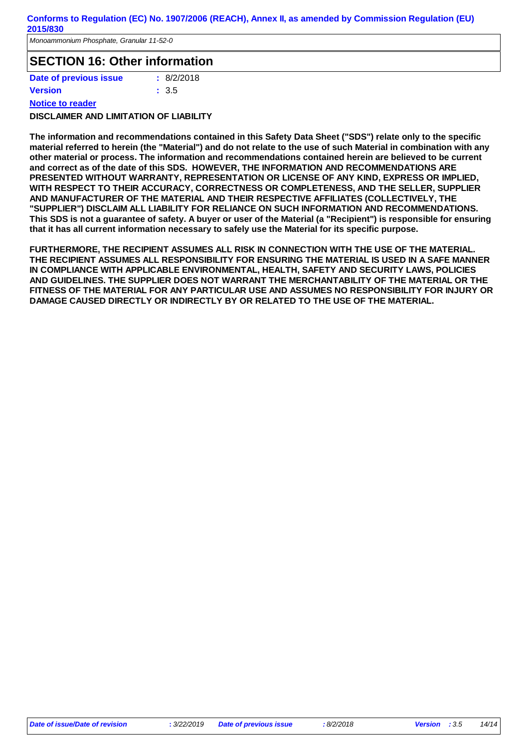## SECTION 16: Other information

**Date of previous issue** : 8/2/2018

**Version** : 3.5

**Notice to reader**

**DISCLAIMER AND LIMITATION OF LIABILITY**

**The information and recommendations contained in this Safety Data Sheet ("SDS") relate only to the specific material referred to herein (the "Material") and do not relate to the use of such Material in combination with any other material or process. The information and recommendations contained herein are believed to be current and correct as of the date of this SDS. HOWEVER, THE INFORMATION AND RECOMMENDATIONS ARE PRESENTED WITHOUT WARRANTY, REPRESENTATION OR LICENSE OF ANY KIND, EXPRESS OR IMPLIED, WITH RESPECT TO THEIR ACCURACY, CORRECTNESS OR COMPLETENESS, AND THE SELLER, SUPPLIER AND MANUFACTURER OF THE MATERIAL AND THEIR RESPECTIVE AFFILIATES (COLLECTIVELY, THE "SUPPLIER") DISCLAIM ALL LIABILITY FOR RELIANCE ON SUCH INFORMATION AND RECOMMENDATIONS. This SDS is not a guarantee of safety. A buyer or user of the Material (a "Recipient") is responsible for ensuring that it has all current information necessary to safely use the Material for its specific purpose.**

**FURTHERMORE, THE RECIPIENT ASSUMES ALL RISK IN CONNECTION WITH THE USE OF THE MATERIAL. THE RECIPIENT ASSUMES ALL RESPONSIBILITY FOR ENSURING THE MATERIAL IS USED IN A SAFE MANNER IN COMPLIANCE WITH APPLICABLE ENVIRONMENTAL, HEALTH, SAFETY AND SECURITY LAWS, POLICIES AND GUIDELINES. THE SUPPLIER DOES NOT WARRANT THE MERCHANTABILITY OF THE MATERIAL OR THE FITNESS OF THE MATERIAL FOR ANY PARTICULAR USE AND ASSUMES NO RESPONSIBILITY FOR INJURY OR DAMAGE CAUSED DIRECTLY OR INDIRECTLY BY OR RELATED TO THE USE OF THE MATERIAL.**